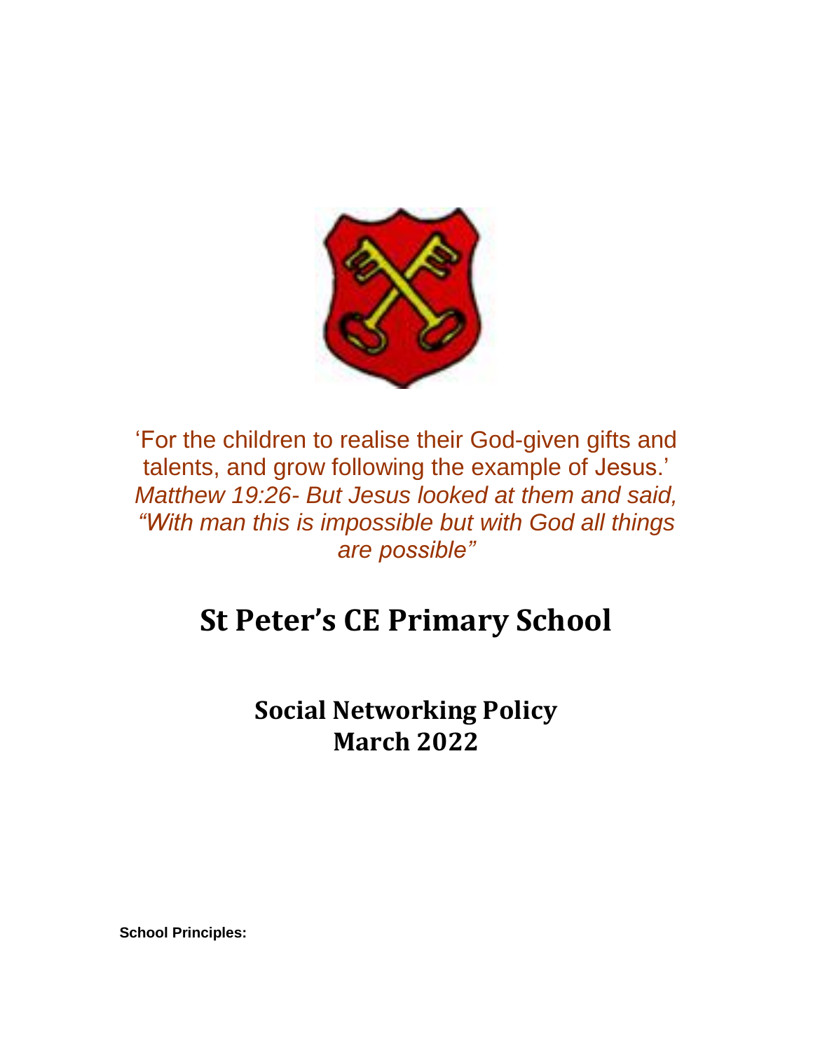'For the children to realise their God-given gifts and talents, and grow following the example of Jesus.'
*Matthew 19:26- But Jesus looked at them and said, "With man this is impossible but with God all things are possible"*

# St Peter's CE Primary School

## Social Networking Policy
## March 2022

**School Principles:**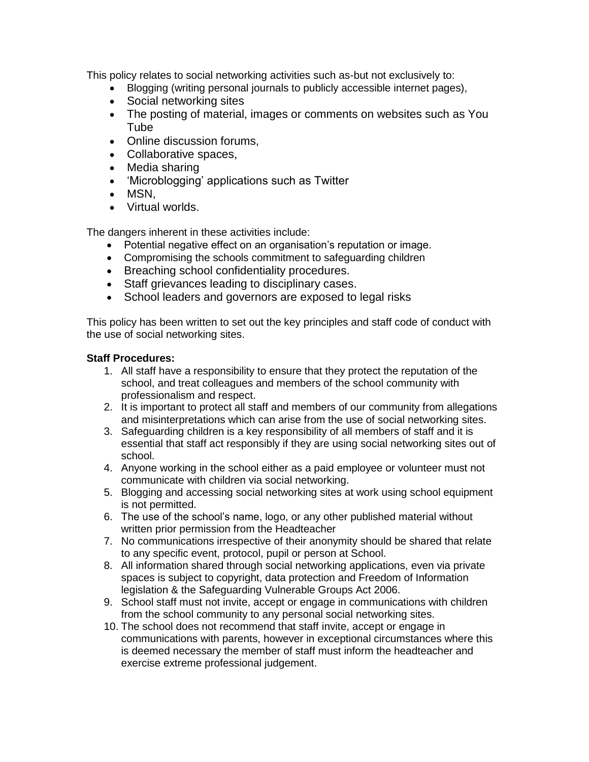This policy relates to social networking activities such as-but not exclusively to:

- Blogging (writing personal journals to publicly accessible internet pages),
- Social networking sites
- The posting of material, images or comments on websites such as You Tube
- Online discussion forums,
- Collaborative spaces,
- Media sharing
- 'Microblogging' applications such as Twitter
- MSN,
- Virtual worlds.

The dangers inherent in these activities include:

- Potential negative effect on an organisation's reputation or image.
- Compromising the schools commitment to safeguarding children
- Breaching school confidentiality procedures.
- Staff grievances leading to disciplinary cases.
- School leaders and governors are exposed to legal risks

This policy has been written to set out the key principles and staff code of conduct with the use of social networking sites.

**Staff Procedures:**

1. All staff have a responsibility to ensure that they protect the reputation of the school, and treat colleagues and members of the school community with professionalism and respect.
2. It is important to protect all staff and members of our community from allegations and misinterpretations which can arise from the use of social networking sites.
3. Safeguarding children is a key responsibility of all members of staff and it is essential that staff act responsibly if they are using social networking sites out of school.
4. Anyone working in the school either as a paid employee or volunteer must not communicate with children via social networking.
5. Blogging and accessing social networking sites at work using school equipment is not permitted.
6. The use of the school's name, logo, or any other published material without written prior permission from the Headteacher
7. No communications irrespective of their anonymity should be shared that relate to any specific event, protocol, pupil or person at School.
8. All information shared through social networking applications, even via private spaces is subject to copyright, data protection and Freedom of Information legislation & the Safeguarding Vulnerable Groups Act 2006.
9. School staff must not invite, accept or engage in communications with children from the school community to any personal social networking sites.
10. The school does not recommend that staff invite, accept or engage in communications with parents, however in exceptional circumstances where this is deemed necessary the member of staff must inform the headteacher and exercise extreme professional judgement.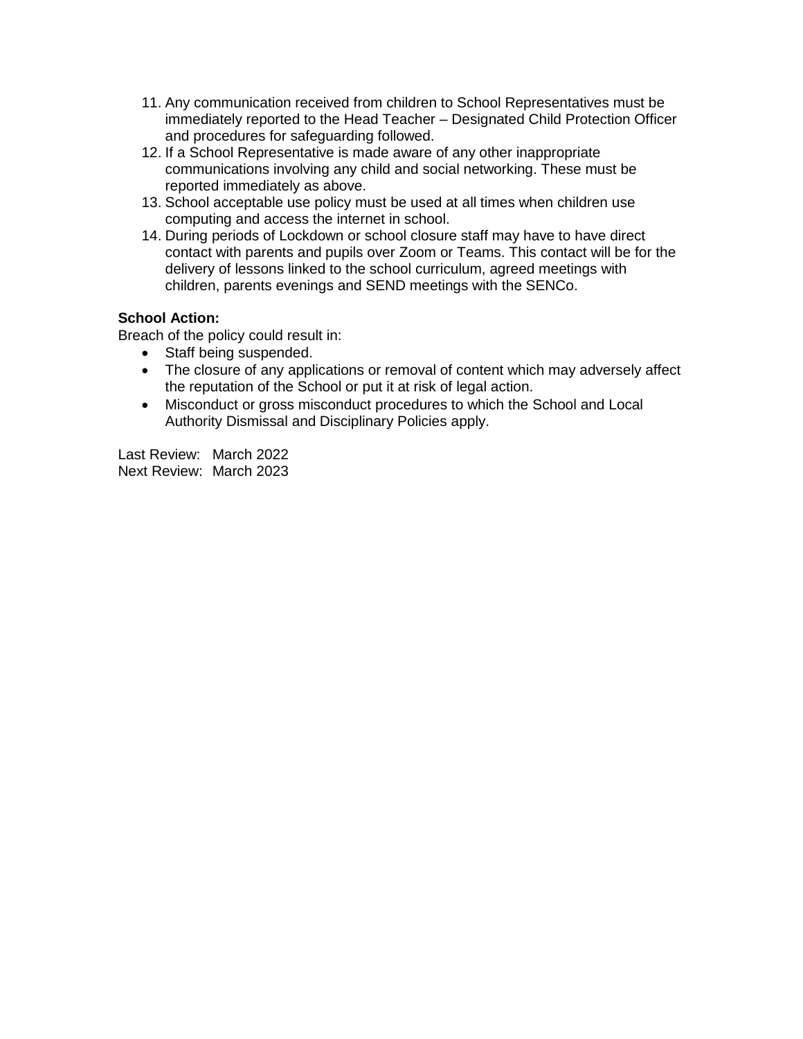11. Any communication received from children to School Representatives must be immediately reported to the Head Teacher – Designated Child Protection Officer and procedures for safeguarding followed.
12. If a School Representative is made aware of any other inappropriate communications involving any child and social networking. These must be reported immediately as above.
13. School acceptable use policy must be used at all times when children use computing and access the internet in school.
14. During periods of Lockdown or school closure staff may have to have direct contact with parents and pupils over Zoom or Teams. This contact will be for the delivery of lessons linked to the school curriculum, agreed meetings with children, parents evenings and SEND meetings with the SENCo.

**School Action:**

Breach of the policy could result in:

- Staff being suspended.
- The closure of any applications or removal of content which may adversely affect the reputation of the School or put it at risk of legal action.
- Misconduct or gross misconduct procedures to which the School and Local Authority Dismissal and Disciplinary Policies apply.

Last Review: March 2022
Next Review: March 2023